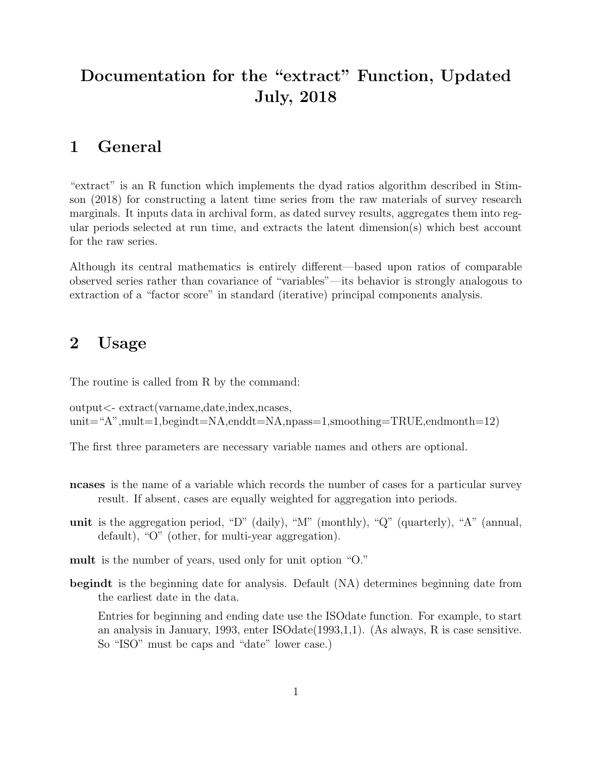# Documentation for the "extract" Function, Updated July, 2018

## 1 General

"extract" is an R function which implements the dyad ratios algorithm described in Stimson (2018) for constructing a latent time series from the raw materials of survey research marginals. It inputs data in archival form, as dated survey results, aggregates them into regular periods selected at run time, and extracts the latent dimension(s) which best account for the raw series.

Although its central mathematics is entirely different—based upon ratios of comparable observed series rather than covariance of "variables"—its behavior is strongly analogous to extraction of a "factor score" in standard (iterative) principal components analysis.

## 2 Usage

The routine is called from R by the command:

```
output<- extract(varname,date,index,ncases,
unit="A",mult=1,begindt=NA,enddt=NA,npass=1,smoothing=TRUE,endmonth=12)
```

The first three parameters are necessary variable names and others are optional.

**ncases** is the name of a variable which records the number of cases for a particular survey result. If absent, cases are equally weighted for aggregation into periods.

**unit** is the aggregation period, "D" (daily), "M" (monthly), "Q" (quarterly), "A" (annual, default), "O" (other, for multi-year aggregation).

**mult** is the number of years, used only for unit option "O."

**begindt** is the beginning date for analysis. Default (NA) determines beginning date from the earliest date in the data.

Entries for beginning and ending date use the ISOdate function. For example, to start an analysis in January, 1993, enter ISOdate(1993,1,1). (As always, R is case sensitive. So "ISO" must be caps and "date" lower case.)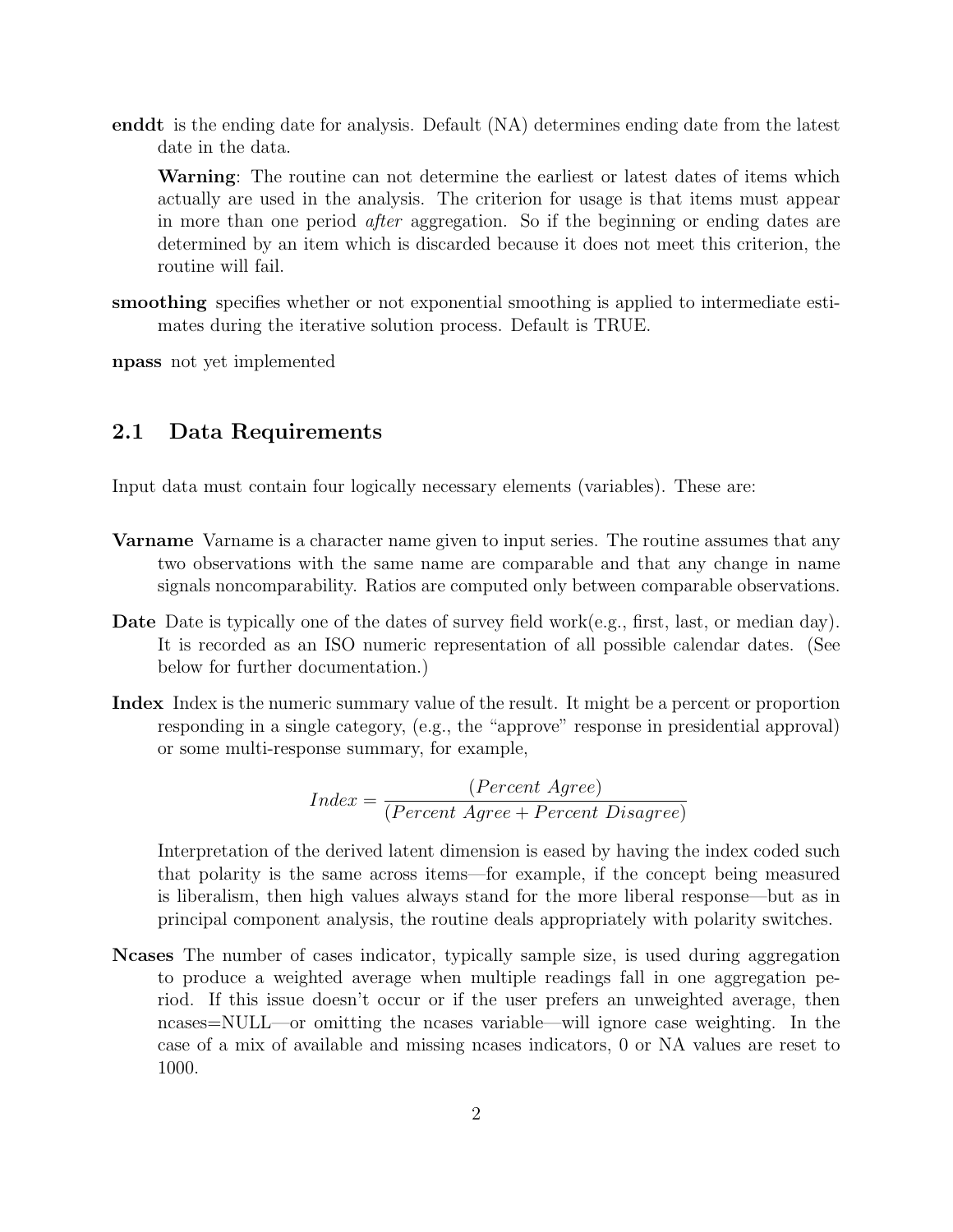**enddt** is the ending date for analysis. Default (NA) determines ending date from the latest date in the data.

**Warning**: The routine can not determine the earliest or latest dates of items which actually are used in the analysis. The criterion for usage is that items must appear in more than one period *after* aggregation. So if the beginning or ending dates are determined by an item which is discarded because it does not meet this criterion, the routine will fail.

**smoothing** specifies whether or not exponential smoothing is applied to intermediate estimates during the iterative solution process. Default is TRUE.

**npass** not yet implemented

## 2.1 Data Requirements

Input data must contain four logically necessary elements (variables). These are:

**Varname** Varname is a character name given to input series. The routine assumes that any two observations with the same name are comparable and that any change in name signals noncomparability. Ratios are computed only between comparable observations.

**Date** Date is typically one of the dates of survey field work(e.g., first, last, or median day). It is recorded as an ISO numeric representation of all possible calendar dates. (See below for further documentation.)

**Index** Index is the numeric summary value of the result. It might be a percent or proportion responding in a single category, (e.g., the "approve" response in presidential approval) or some multi-response summary, for example,

$$Index = \frac{(Percent\ Agree)}{(Percent\ Agree + Percent\ Disagree)}$$

Interpretation of the derived latent dimension is eased by having the index coded such that polarity is the same across items—for example, if the concept being measured is liberalism, then high values always stand for the more liberal response—but as in principal component analysis, the routine deals appropriately with polarity switches.

**Ncases** The number of cases indicator, typically sample size, is used during aggregation to produce a weighted average when multiple readings fall in one aggregation period. If this issue doesn't occur or if the user prefers an unweighted average, then ncases=NULL—or omitting the ncases variable—will ignore case weighting. In the case of a mix of available and missing ncases indicators, 0 or NA values are reset to 1000.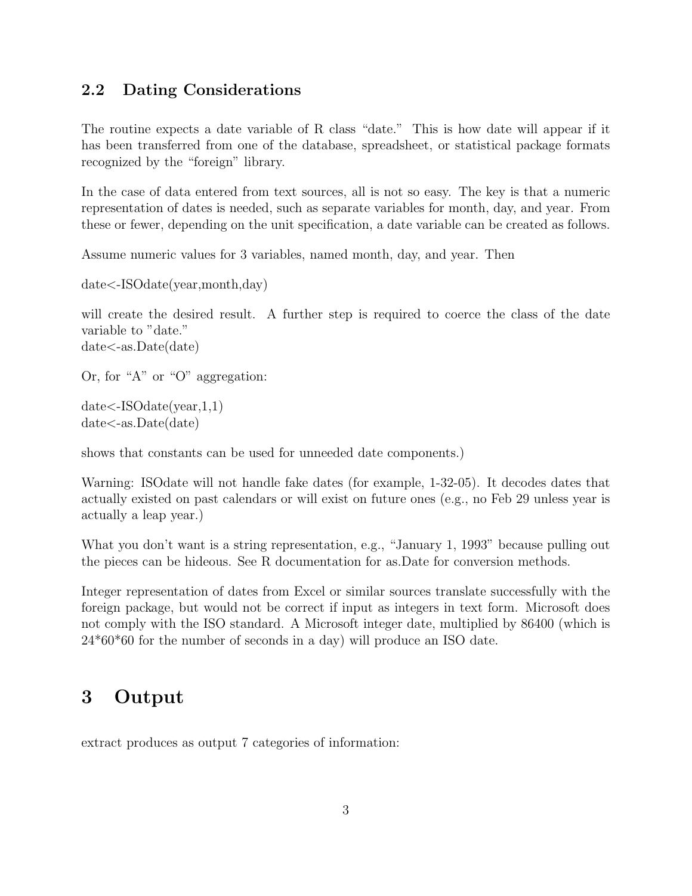## 2.2 Dating Considerations

The routine expects a date variable of R class "date." This is how date will appear if it has been transferred from one of the database, spreadsheet, or statistical package formats recognized by the "foreign" library.

In the case of data entered from text sources, all is not so easy. The key is that a numeric representation of dates is needed, such as separate variables for month, day, and year. From these or fewer, depending on the unit specification, a date variable can be created as follows.

Assume numeric values for 3 variables, named month, day, and year. Then

```
date<-ISOdate(year,month,day)
```

will create the desired result. A further step is required to coerce the class of the date variable to "date."

```
date<-as.Date(date)
```

Or, for "A" or "O" aggregation:

```
date<-ISOdate(year,1,1)
date<-as.Date(date)
```

shows that constants can be used for unneeded date components.)

Warning: ISOdate will not handle fake dates (for example, 1-32-05). It decodes dates that actually existed on past calendars or will exist on future ones (e.g., no Feb 29 unless year is actually a leap year.)

What you don't want is a string representation, e.g., "January 1, 1993" because pulling out the pieces can be hideous. See R documentation for as.Date for conversion methods.

Integer representation of dates from Excel or similar sources translate successfully with the foreign package, but would not be correct if input as integers in text form. Microsoft does not comply with the ISO standard. A Microsoft integer date, multiplied by 86400 (which is 24*60*60 for the number of seconds in a day) will produce an ISO date.

# 3 Output

extract produces as output 7 categories of information: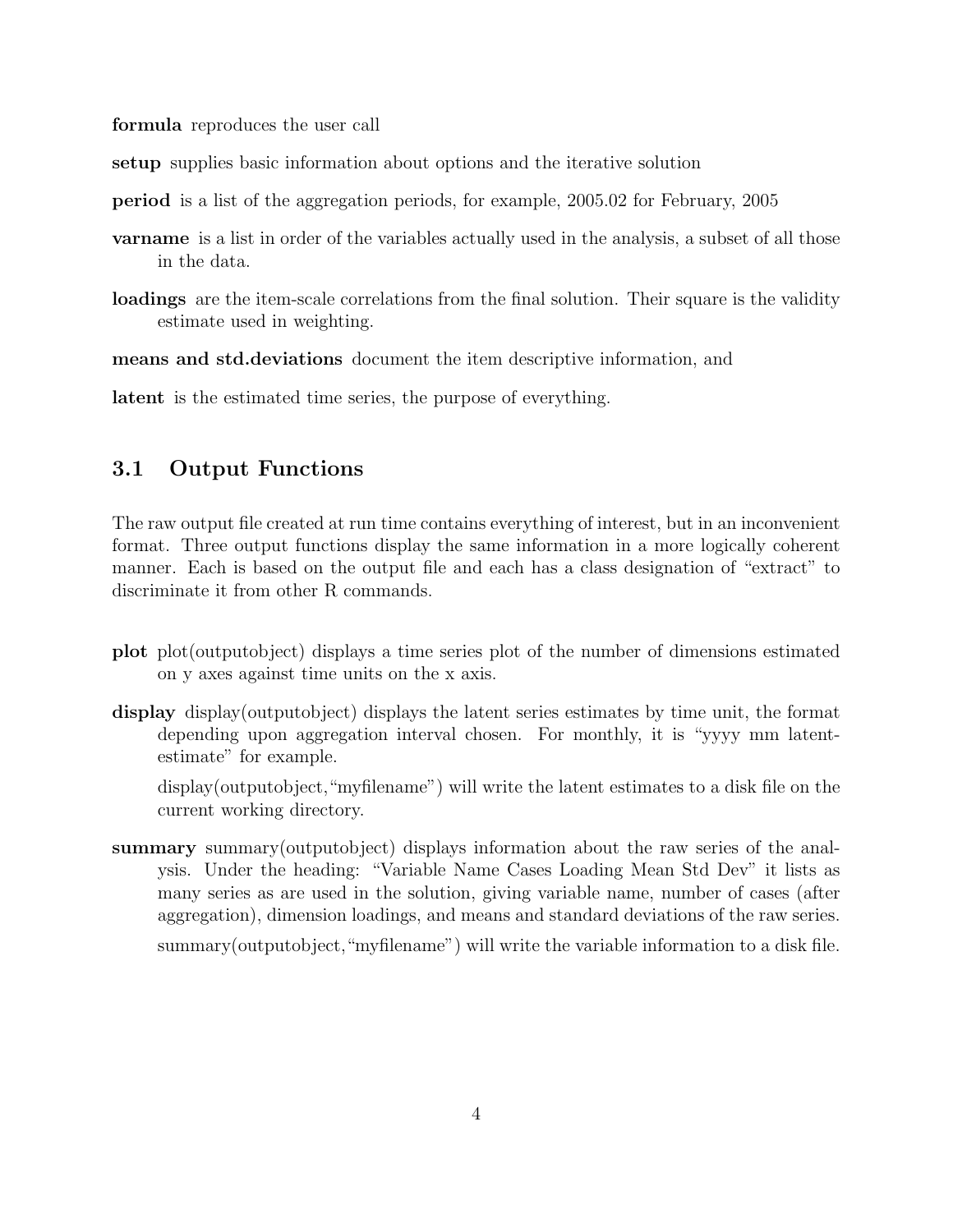**formula** reproduces the user call

**setup** supplies basic information about options and the iterative solution

**period** is a list of the aggregation periods, for example, 2005.02 for February, 2005

**varname** is a list in order of the variables actually used in the analysis, a subset of all those in the data.

**loadings** are the item-scale correlations from the final solution. Their square is the validity estimate used in weighting.

**means and std.deviations** document the item descriptive information, and

**latent** is the estimated time series, the purpose of everything.

### 3.1 Output Functions

The raw output file created at run time contains everything of interest, but in an inconvenient format. Three output functions display the same information in a more logically coherent manner. Each is based on the output file and each has a class designation of "extract" to discriminate it from other R commands.

**plot** plot(outputobject) displays a time series plot of the number of dimensions estimated on y axes against time units on the x axis.

**display** display(outputobject) displays the latent series estimates by time unit, the format depending upon aggregation interval chosen. For monthly, it is "yyyy mm latent-estimate" for example.

display(outputobject,"myfilename") will write the latent estimates to a disk file on the current working directory.

**summary** summary(outputobject) displays information about the raw series of the analysis. Under the heading: "Variable Name Cases Loading Mean Std Dev" it lists as many series as are used in the solution, giving variable name, number of cases (after aggregation), dimension loadings, and means and standard deviations of the raw series.

summary(outputobject,"myfilename") will write the variable information to a disk file.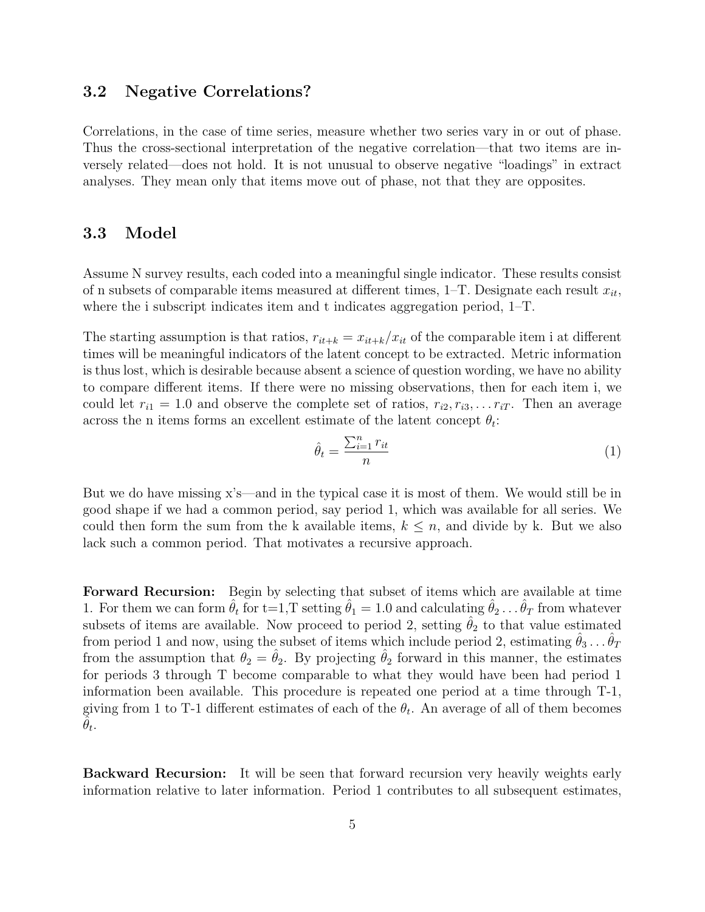### 3.2 Negative Correlations?

Correlations, in the case of time series, measure whether two series vary in or out of phase. Thus the cross-sectional interpretation of the negative correlation—that two items are inversely related—does not hold. It is not unusual to observe negative "loadings" in extract analyses. They mean only that items move out of phase, not that they are opposites.

### 3.3 Model

Assume N survey results, each coded into a meaningful single indicator. These results consist of n subsets of comparable items measured at different times, 1–T. Designate each result $x_{it}$, where the i subscript indicates item and t indicates aggregation period, 1–T.

The starting assumption is that ratios, $r_{it+k} = x_{it+k}/x_{it}$ of the comparable item i at different times will be meaningful indicators of the latent concept to be extracted. Metric information is thus lost, which is desirable because absent a science of question wording, we have no ability to compare different items. If there were no missing observations, then for each item i, we could let $r_{i1} = 1.0$ and observe the complete set of ratios, $r_{i2}, r_{i3}, \ldots r_{iT}$. Then an average across the n items forms an excellent estimate of the latent concept $\theta_t$:

$$\hat{\theta}_t = \frac{\sum_{i=1}^{n} r_{it}}{n} \tag{1}$$

But we do have missing x's—and in the typical case it is most of them. We would still be in good shape if we had a common period, say period 1, which was available for all series. We could then form the sum from the k available items, $k \leq n$, and divide by k. But we also lack such a common period. That motivates a recursive approach.

**Forward Recursion:** Begin by selecting that subset of items which are available at time 1. For them we can form $\hat{\theta}_t$ for t=1,T setting $\hat{\theta}_1 = 1.0$ and calculating $\hat{\theta}_2 \ldots \hat{\theta}_T$ from whatever subsets of items are available. Now proceed to period 2, setting $\hat{\theta}_2$ to that value estimated from period 1 and now, using the subset of items which include period 2, estimating $\hat{\theta}_3 \ldots \hat{\theta}_T$ from the assumption that $\theta_2 = \hat{\theta}_2$. By projecting $\hat{\theta}_2$ forward in this manner, the estimates for periods 3 through T become comparable to what they would have been had period 1 information been available. This procedure is repeated one period at a time through T-1, giving from 1 to T-1 different estimates of each of the $\theta_t$. An average of all of them becomes $\hat{\theta}_t$.

**Backward Recursion:** It will be seen that forward recursion very heavily weights early information relative to later information. Period 1 contributes to all subsequent estimates,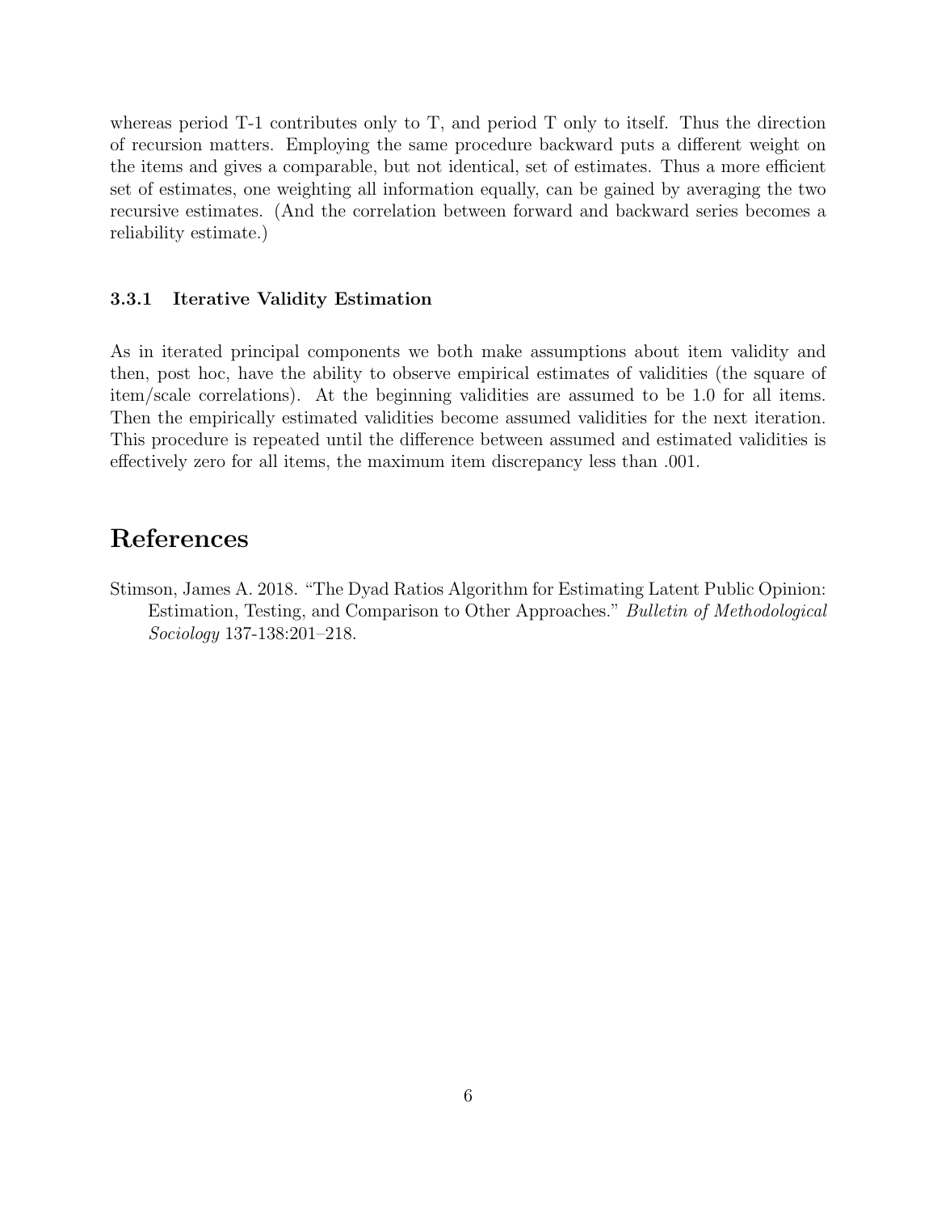whereas period T-1 contributes only to T, and period T only to itself. Thus the direction of recursion matters. Employing the same procedure backward puts a different weight on the items and gives a comparable, but not identical, set of estimates. Thus a more efficient set of estimates, one weighting all information equally, can be gained by averaging the two recursive estimates. (And the correlation between forward and backward series becomes a reliability estimate.)

### 3.3.1 Iterative Validity Estimation

As in iterated principal components we both make assumptions about item validity and then, post hoc, have the ability to observe empirical estimates of validities (the square of item/scale correlations). At the beginning validities are assumed to be 1.0 for all items. Then the empirically estimated validities become assumed validities for the next iteration. This procedure is repeated until the difference between assumed and estimated validities is effectively zero for all items, the maximum item discrepancy less than .001.

## References

Stimson, James A. 2018. "The Dyad Ratios Algorithm for Estimating Latent Public Opinion: Estimation, Testing, and Comparison to Other Approaches." *Bulletin of Methodological Sociology* 137-138:201–218.